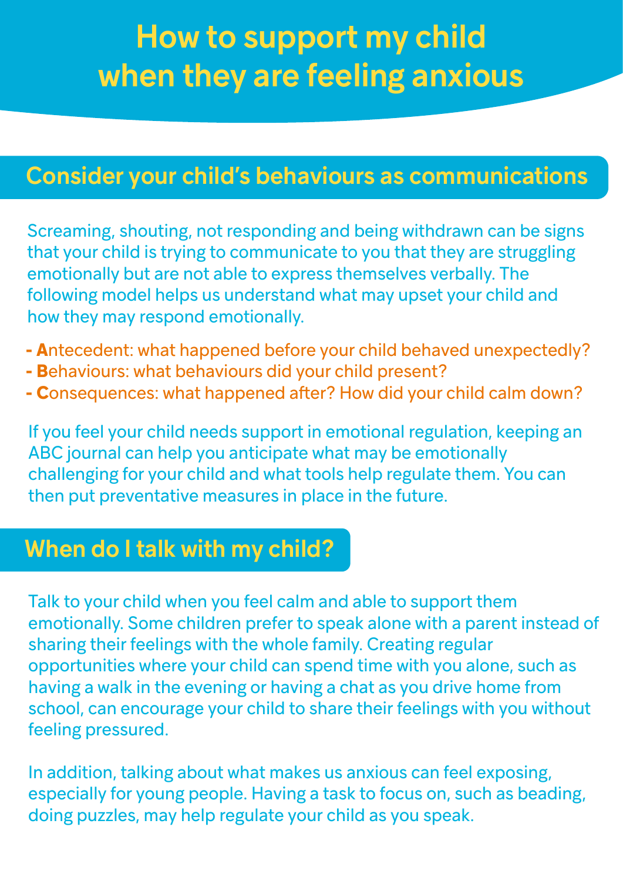# How to support my child when they are feeling anxious

## Consider your child's behaviours as communications

Screaming, shouting, not responding and being withdrawn can be signs that your child is trying to communicate to you that they are struggling emotionally but are not able to express themselves verbally. The following model helps us understand what may upset your child and how they may respond emotionally.

- **A**ntecedent: what happened before your child behaved unexpectedly?
- **B**ehaviours: what behaviours did your child present?
- **C**onsequences: what happened after? How did your child calm down?

If you feel your child needs support in emotional regulation, keeping an ABC journal can help you anticipate what may be emotionally challenging for your child and what tools help regulate them. You can then put preventative measures in place in the future.

## When do I talk with my child?

Talk to your child when you feel calm and able to support them emotionally. Some children prefer to speak alone with a parent instead of sharing their feelings with the whole family. Creating regular opportunities where your child can spend time with you alone, such as having a walk in the evening or having a chat as you drive home from school, can encourage your child to share their feelings with you without feeling pressured.

In addition, talking about what makes us anxious can feel exposing, especially for young people. Having a task to focus on, such as beading, doing puzzles, may help regulate your child as you speak.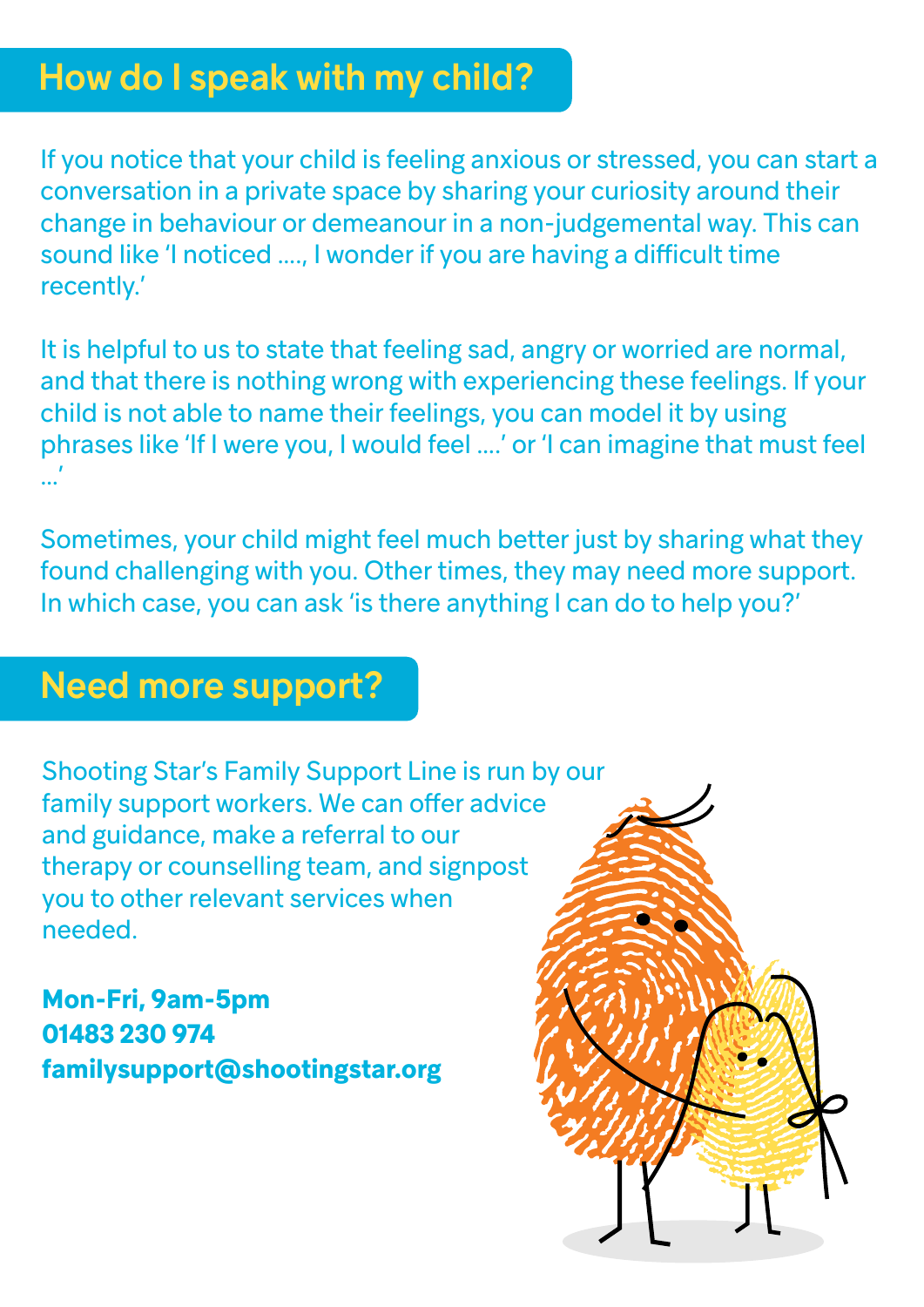## How do I speak with my child?

If you notice that your child is feeling anxious or stressed, you can start a conversation in a private space by sharing your curiosity around their change in behaviour or demeanour in a non-judgemental way. This can sound like 'I noticed ...., I wonder if you are having a difficult time recently.'

It is helpful to us to state that feeling sad, angry or worried are normal, and that there is nothing wrong with experiencing these feelings. If your child is not able to name their feelings, you can model it by using phrases like 'If I were you, I would feel ....' or 'I can imagine that must feel ...'

Sometimes, your child might feel much better just by sharing what they found challenging with you. Other times, they may need more support. In which case, you can ask 'is there anything I can do to help you?'

## Need more support?

Shooting Star's Family Support Line is run by our family support workers. We can offer advice and guidance, make a referral to our therapy or counselling team, and signpost you to other relevant services when needed.

**Mon-Fri, 9am-5pm**
**01483 230 974**
**familysupport@shootingstar.org**